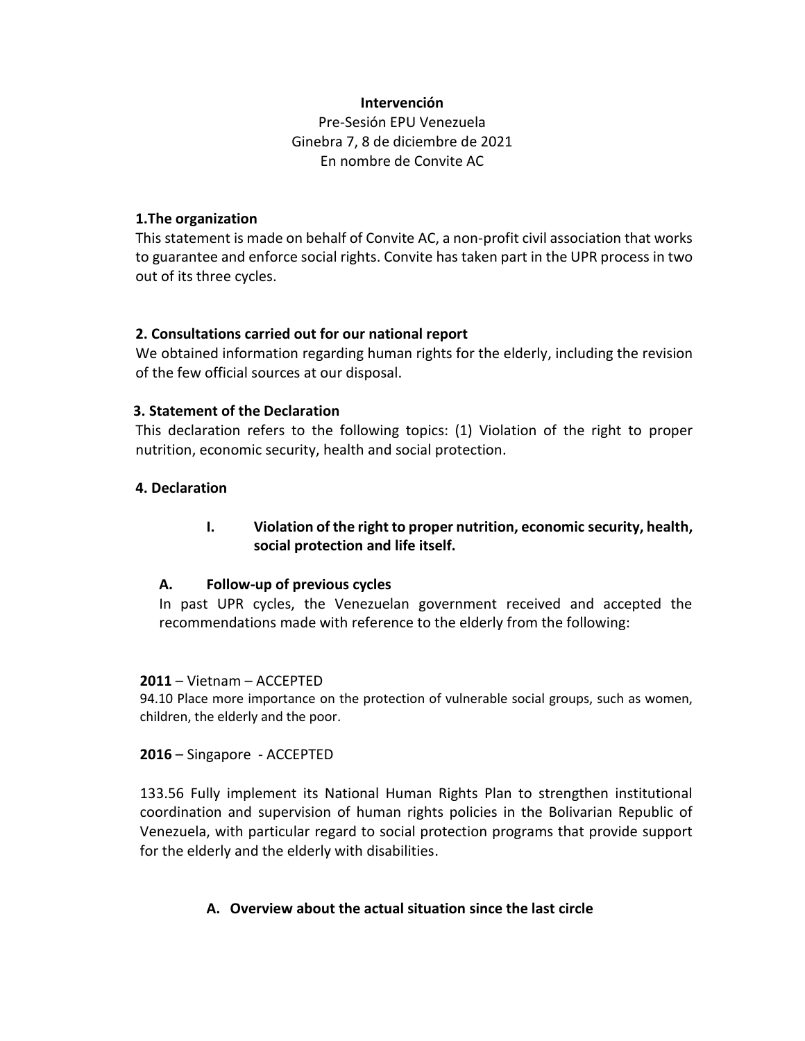**Intervención**

Pre-Sesión EPU Venezuela
Ginebra 7, 8 de diciembre de 2021
En nombre de Convite AC

**1.The organization**

This statement is made on behalf of Convite AC, a non-profit civil association that works to guarantee and enforce social rights. Convite has taken part in the UPR process in two out of its three cycles.

**2. Consultations carried out for our national report**

We obtained information regarding human rights for the elderly, including the revision of the few official sources at our disposal.

**3. Statement of the Declaration**

This declaration refers to the following topics: (1) Violation of the right to proper nutrition, economic security, health and social protection.

**4. Declaration**

**I. Violation of the right to proper nutrition, economic security, health, social protection and life itself.**

**A. Follow-up of previous cycles**

In past UPR cycles, the Venezuelan government received and accepted the recommendations made with reference to the elderly from the following:

**2011** – Vietnam – ACCEPTED

94.10 Place more importance on the protection of vulnerable social groups, such as women, children, the elderly and the poor.

**2016** – Singapore - ACCEPTED

133.56 Fully implement its National Human Rights Plan to strengthen institutional coordination and supervision of human rights policies in the Bolivarian Republic of Venezuela, with particular regard to social protection programs that provide support for the elderly and the elderly with disabilities.

**A. Overview about the actual situation since the last circle**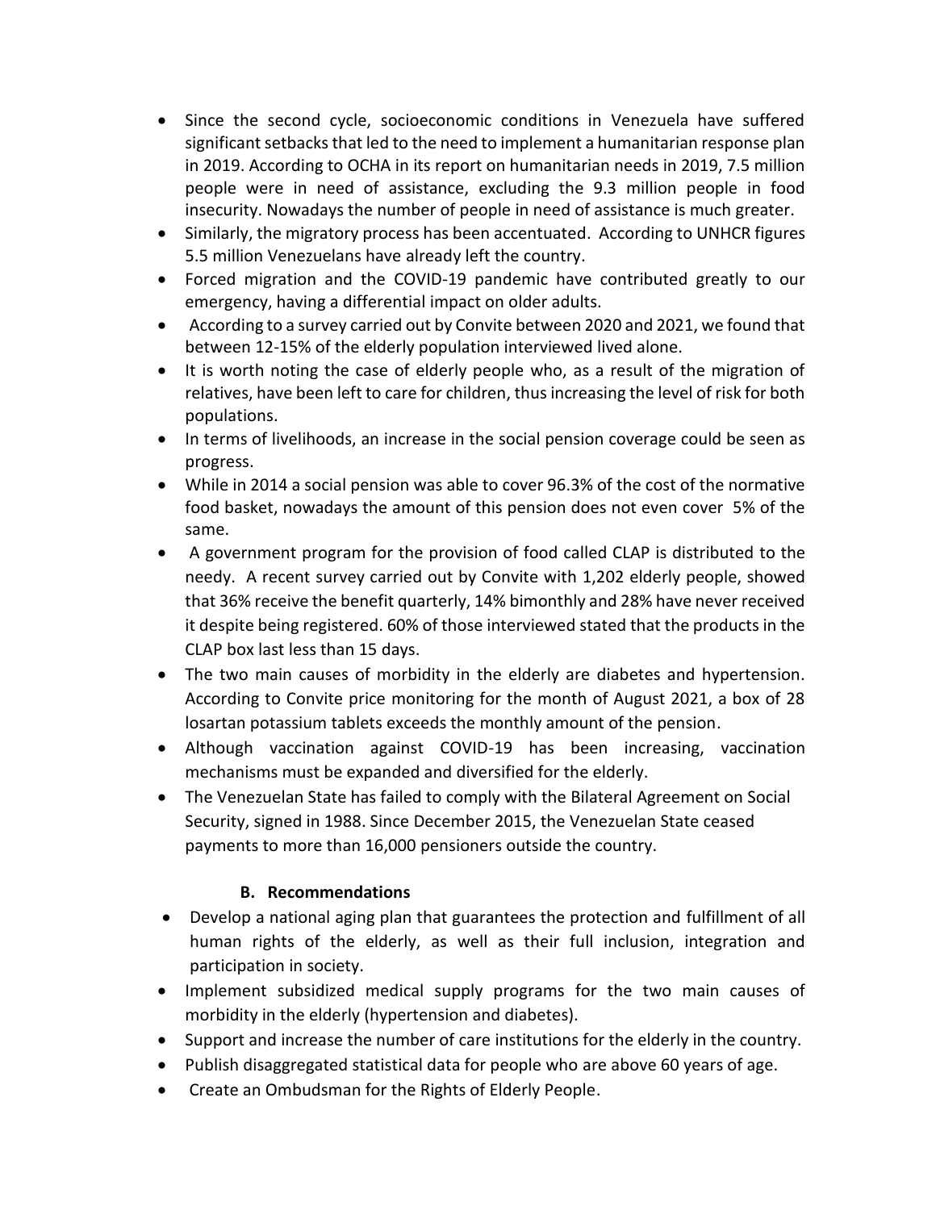- Since the second cycle, socioeconomic conditions in Venezuela have suffered significant setbacks that led to the need to implement a humanitarian response plan in 2019. According to OCHA in its report on humanitarian needs in 2019, 7.5 million people were in need of assistance, excluding the 9.3 million people in food insecurity. Nowadays the number of people in need of assistance is much greater.
- Similarly, the migratory process has been accentuated. According to UNHCR figures 5.5 million Venezuelans have already left the country.
- Forced migration and the COVID-19 pandemic have contributed greatly to our emergency, having a differential impact on older adults.
- According to a survey carried out by Convite between 2020 and 2021, we found that between 12-15% of the elderly population interviewed lived alone.
- It is worth noting the case of elderly people who, as a result of the migration of relatives, have been left to care for children, thus increasing the level of risk for both populations.
- In terms of livelihoods, an increase in the social pension coverage could be seen as progress.
- While in 2014 a social pension was able to cover 96.3% of the cost of the normative food basket, nowadays the amount of this pension does not even cover 5% of the same.
- A government program for the provision of food called CLAP is distributed to the needy. A recent survey carried out by Convite with 1,202 elderly people, showed that 36% receive the benefit quarterly, 14% bimonthly and 28% have never received it despite being registered. 60% of those interviewed stated that the products in the CLAP box last less than 15 days.
- The two main causes of morbidity in the elderly are diabetes and hypertension. According to Convite price monitoring for the month of August 2021, a box of 28 losartan potassium tablets exceeds the monthly amount of the pension.
- Although vaccination against COVID-19 has been increasing, vaccination mechanisms must be expanded and diversified for the elderly.
- The Venezuelan State has failed to comply with the Bilateral Agreement on Social Security, signed in 1988. Since December 2015, the Venezuelan State ceased payments to more than 16,000 pensioners outside the country.

### B. Recommendations

- Develop a national aging plan that guarantees the protection and fulfillment of all human rights of the elderly, as well as their full inclusion, integration and participation in society.
- Implement subsidized medical supply programs for the two main causes of morbidity in the elderly (hypertension and diabetes).
- Support and increase the number of care institutions for the elderly in the country.
- Publish disaggregated statistical data for people who are above 60 years of age.
- Create an Ombudsman for the Rights of Elderly People.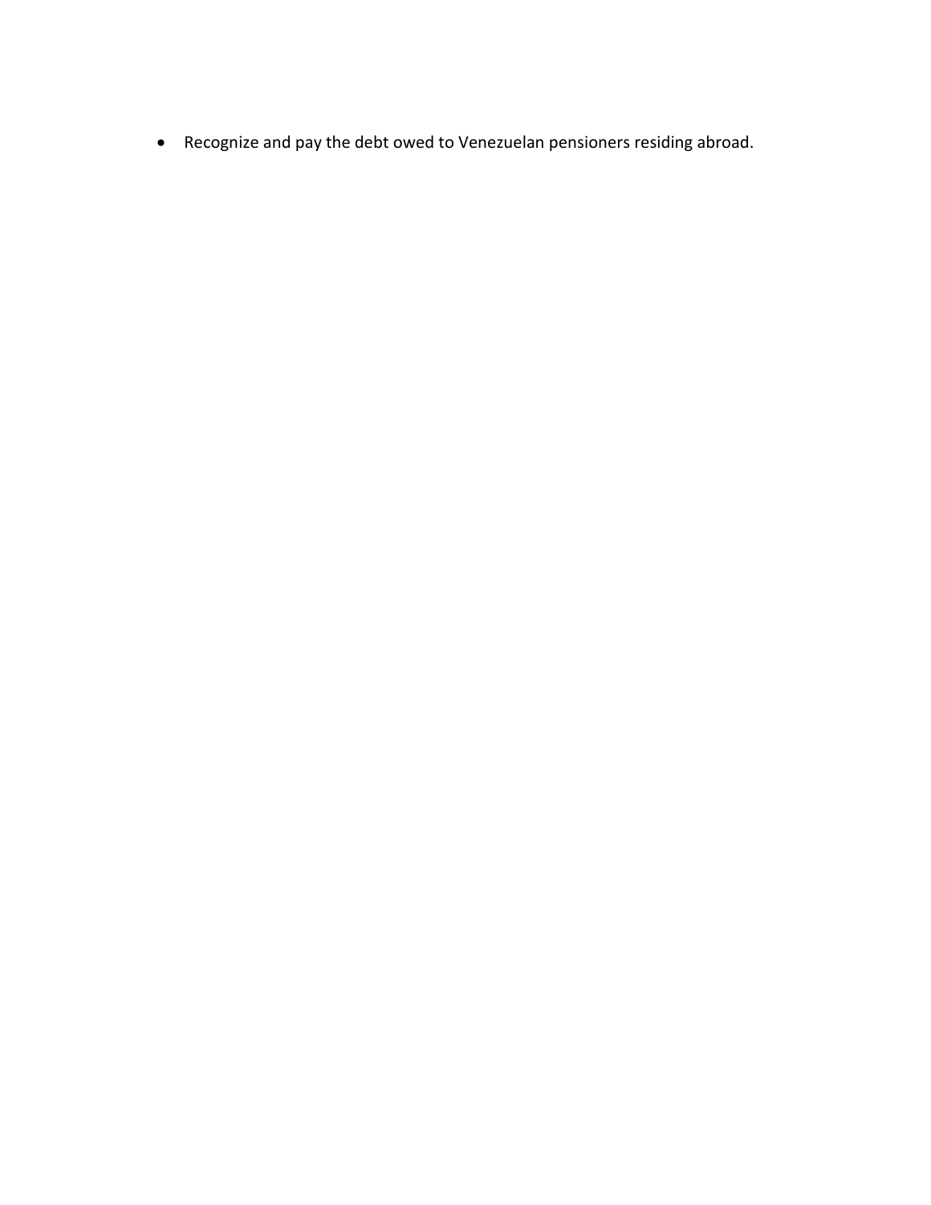- Recognize and pay the debt owed to Venezuelan pensioners residing abroad.